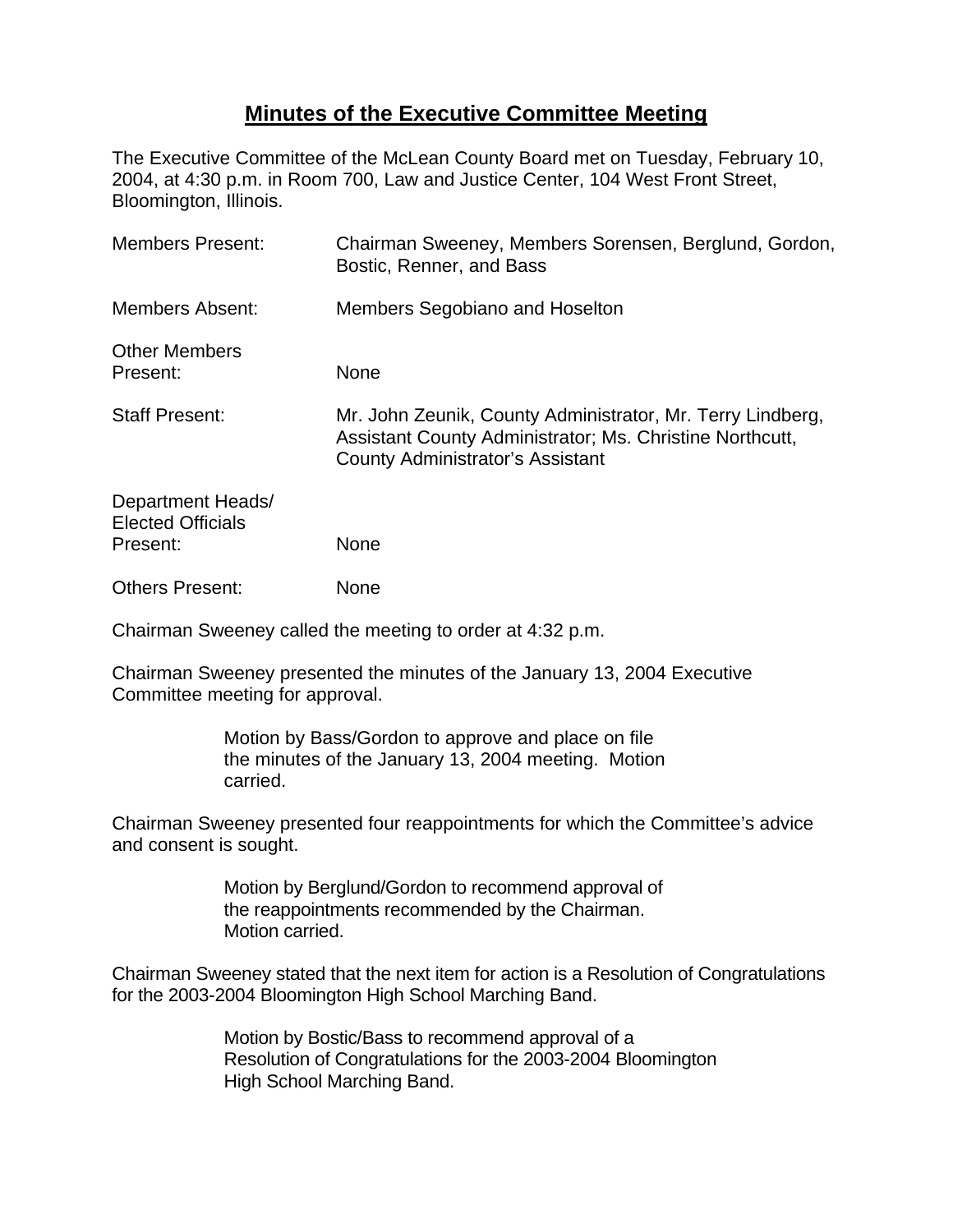# Minutes of the Executive Committee Meeting

The Executive Committee of the McLean County Board met on Tuesday, February 10, 2004, at 4:30 p.m. in Room 700, Law and Justice Center, 104 West Front Street, Bloomington, Illinois.

| | |
|---|---|
| Members Present: | Chairman Sweeney, Members Sorensen, Berglund, Gordon, Bostic, Renner, and Bass |
| Members Absent: | Members Segobiano and Hoselton |
| Other Members Present: | None |
| Staff Present: | Mr. John Zeunik, County Administrator, Mr. Terry Lindberg, Assistant County Administrator; Ms. Christine Northcutt, County Administrator's Assistant |
| Department Heads/ Elected Officials Present: | None |
| Others Present: | None |

Chairman Sweeney called the meeting to order at 4:32 p.m.

Chairman Sweeney presented the minutes of the January 13, 2004 Executive Committee meeting for approval.

> Motion by Bass/Gordon to approve and place on file the minutes of the January 13, 2004 meeting. Motion carried.

Chairman Sweeney presented four reappointments for which the Committee's advice and consent is sought.

> Motion by Berglund/Gordon to recommend approval of the reappointments recommended by the Chairman. Motion carried.

Chairman Sweeney stated that the next item for action is a Resolution of Congratulations for the 2003-2004 Bloomington High School Marching Band.

> Motion by Bostic/Bass to recommend approval of a Resolution of Congratulations for the 2003-2004 Bloomington High School Marching Band.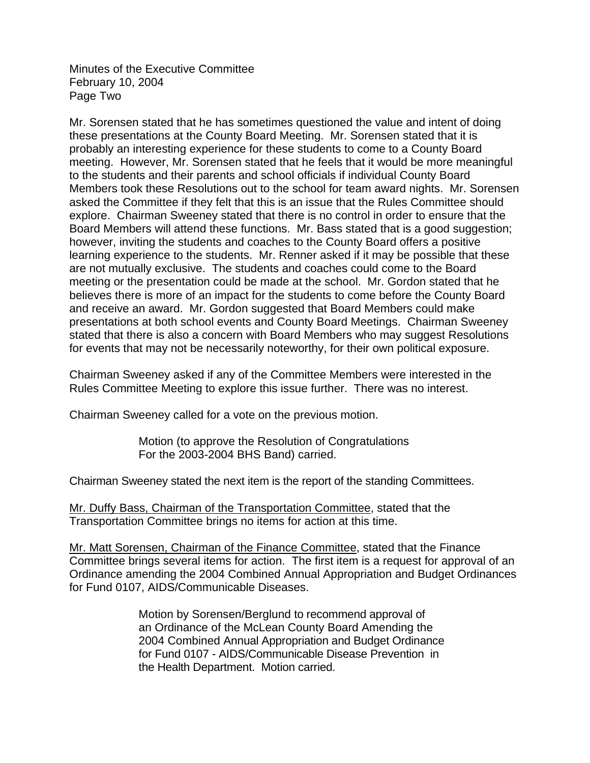Mr. Sorensen stated that he has sometimes questioned the value and intent of doing these presentations at the County Board Meeting. Mr. Sorensen stated that it is probably an interesting experience for these students to come to a County Board meeting. However, Mr. Sorensen stated that he feels that it would be more meaningful to the students and their parents and school officials if individual County Board Members took these Resolutions out to the school for team award nights. Mr. Sorensen asked the Committee if they felt that this is an issue that the Rules Committee should explore. Chairman Sweeney stated that there is no control in order to ensure that the Board Members will attend these functions. Mr. Bass stated that is a good suggestion; however, inviting the students and coaches to the County Board offers a positive learning experience to the students. Mr. Renner asked if it may be possible that these are not mutually exclusive. The students and coaches could come to the Board meeting or the presentation could be made at the school. Mr. Gordon stated that he believes there is more of an impact for the students to come before the County Board and receive an award. Mr. Gordon suggested that Board Members could make presentations at both school events and County Board Meetings. Chairman Sweeney stated that there is also a concern with Board Members who may suggest Resolutions for events that may not be necessarily noteworthy, for their own political exposure.

Chairman Sweeney asked if any of the Committee Members were interested in the Rules Committee Meeting to explore this issue further. There was no interest.

Chairman Sweeney called for a vote on the previous motion.

> Motion (to approve the Resolution of Congratulations For the 2003-2004 BHS Band) carried.

Chairman Sweeney stated the next item is the report of the standing Committees.

<u>Mr. Duffy Bass, Chairman of the Transportation Committee</u>, stated that the Transportation Committee brings no items for action at this time.

<u>Mr. Matt Sorensen, Chairman of the Finance Committee</u>, stated that the Finance Committee brings several items for action. The first item is a request for approval of an Ordinance amending the 2004 Combined Annual Appropriation and Budget Ordinances for Fund 0107, AIDS/Communicable Diseases.

> Motion by Sorensen/Berglund to recommend approval of an Ordinance of the McLean County Board Amending the 2004 Combined Annual Appropriation and Budget Ordinance for Fund 0107 - AIDS/Communicable Disease Prevention in the Health Department. Motion carried.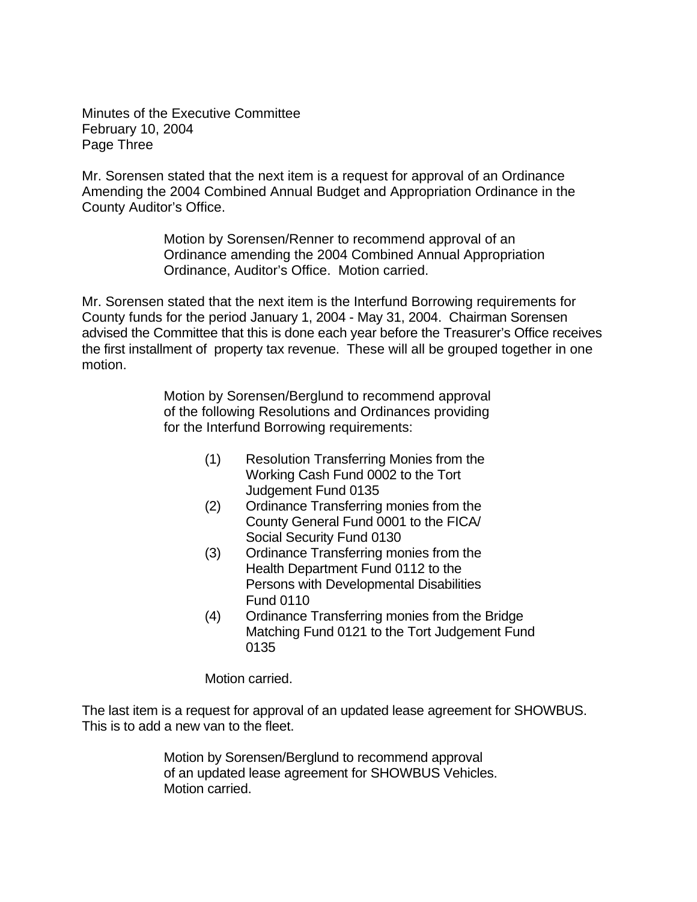Mr. Sorensen stated that the next item is a request for approval of an Ordinance Amending the 2004 Combined Annual Budget and Appropriation Ordinance in the County Auditor's Office.

> Motion by Sorensen/Renner to recommend approval of an Ordinance amending the 2004 Combined Annual Appropriation Ordinance, Auditor's Office. Motion carried.

Mr. Sorensen stated that the next item is the Interfund Borrowing requirements for County funds for the period January 1, 2004 - May 31, 2004. Chairman Sorensen advised the Committee that this is done each year before the Treasurer's Office receives the first installment of property tax revenue. These will all be grouped together in one motion.

> Motion by Sorensen/Berglund to recommend approval of the following Resolutions and Ordinances providing for the Interfund Borrowing requirements:
>
> (1) Resolution Transferring Monies from the Working Cash Fund 0002 to the Tort Judgement Fund 0135
> (2) Ordinance Transferring monies from the County General Fund 0001 to the FICA/ Social Security Fund 0130
> (3) Ordinance Transferring monies from the Health Department Fund 0112 to the Persons with Developmental Disabilities Fund 0110
> (4) Ordinance Transferring monies from the Bridge Matching Fund 0121 to the Tort Judgement Fund 0135
>
> Motion carried.

The last item is a request for approval of an updated lease agreement for SHOWBUS. This is to add a new van to the fleet.

> Motion by Sorensen/Berglund to recommend approval of an updated lease agreement for SHOWBUS Vehicles. Motion carried.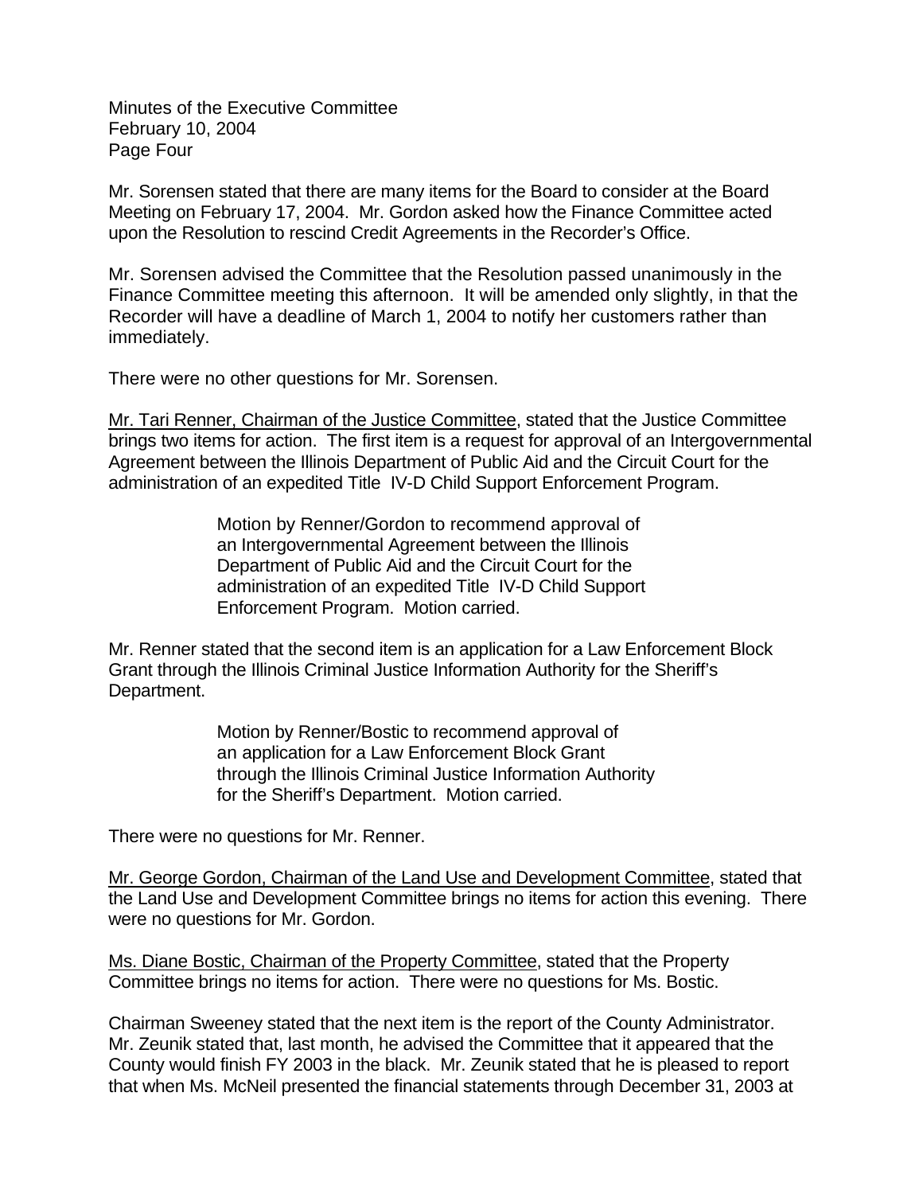Mr. Sorensen stated that there are many items for the Board to consider at the Board Meeting on February 17, 2004. Mr. Gordon asked how the Finance Committee acted upon the Resolution to rescind Credit Agreements in the Recorder's Office.

Mr. Sorensen advised the Committee that the Resolution passed unanimously in the Finance Committee meeting this afternoon. It will be amended only slightly, in that the Recorder will have a deadline of March 1, 2004 to notify her customers rather than immediately.

There were no other questions for Mr. Sorensen.

Mr. Tari Renner, Chairman of the Justice Committee, stated that the Justice Committee brings two items for action. The first item is a request for approval of an Intergovernmental Agreement between the Illinois Department of Public Aid and the Circuit Court for the administration of an expedited Title IV-D Child Support Enforcement Program.

> Motion by Renner/Gordon to recommend approval of an Intergovernmental Agreement between the Illinois Department of Public Aid and the Circuit Court for the administration of an expedited Title IV-D Child Support Enforcement Program. Motion carried.

Mr. Renner stated that the second item is an application for a Law Enforcement Block Grant through the Illinois Criminal Justice Information Authority for the Sheriff's Department.

> Motion by Renner/Bostic to recommend approval of an application for a Law Enforcement Block Grant through the Illinois Criminal Justice Information Authority for the Sheriff's Department. Motion carried.

There were no questions for Mr. Renner.

Mr. George Gordon, Chairman of the Land Use and Development Committee, stated that the Land Use and Development Committee brings no items for action this evening. There were no questions for Mr. Gordon.

Ms. Diane Bostic, Chairman of the Property Committee, stated that the Property Committee brings no items for action. There were no questions for Ms. Bostic.

Chairman Sweeney stated that the next item is the report of the County Administrator. Mr. Zeunik stated that, last month, he advised the Committee that it appeared that the County would finish FY 2003 in the black. Mr. Zeunik stated that he is pleased to report that when Ms. McNeil presented the financial statements through December 31, 2003 at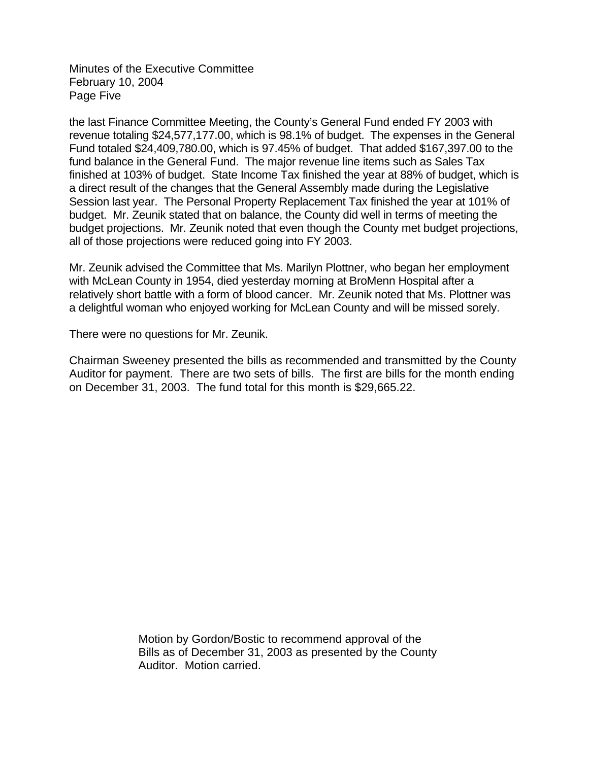the last Finance Committee Meeting, the County's General Fund ended FY 2003 with revenue totaling $24,577,177.00, which is 98.1% of budget. The expenses in the General Fund totaled $24,409,780.00, which is 97.45% of budget. That added $167,397.00 to the fund balance in the General Fund. The major revenue line items such as Sales Tax finished at 103% of budget. State Income Tax finished the year at 88% of budget, which is a direct result of the changes that the General Assembly made during the Legislative Session last year. The Personal Property Replacement Tax finished the year at 101% of budget. Mr. Zeunik stated that on balance, the County did well in terms of meeting the budget projections. Mr. Zeunik noted that even though the County met budget projections, all of those projections were reduced going into FY 2003.

Mr. Zeunik advised the Committee that Ms. Marilyn Plottner, who began her employment with McLean County in 1954, died yesterday morning at BroMenn Hospital after a relatively short battle with a form of blood cancer. Mr. Zeunik noted that Ms. Plottner was a delightful woman who enjoyed working for McLean County and will be missed sorely.

There were no questions for Mr. Zeunik.

Chairman Sweeney presented the bills as recommended and transmitted by the County Auditor for payment. There are two sets of bills. The first are bills for the month ending on December 31, 2003. The fund total for this month is $29,665.22.

> Motion by Gordon/Bostic to recommend approval of the Bills as of December 31, 2003 as presented by the County Auditor. Motion carried.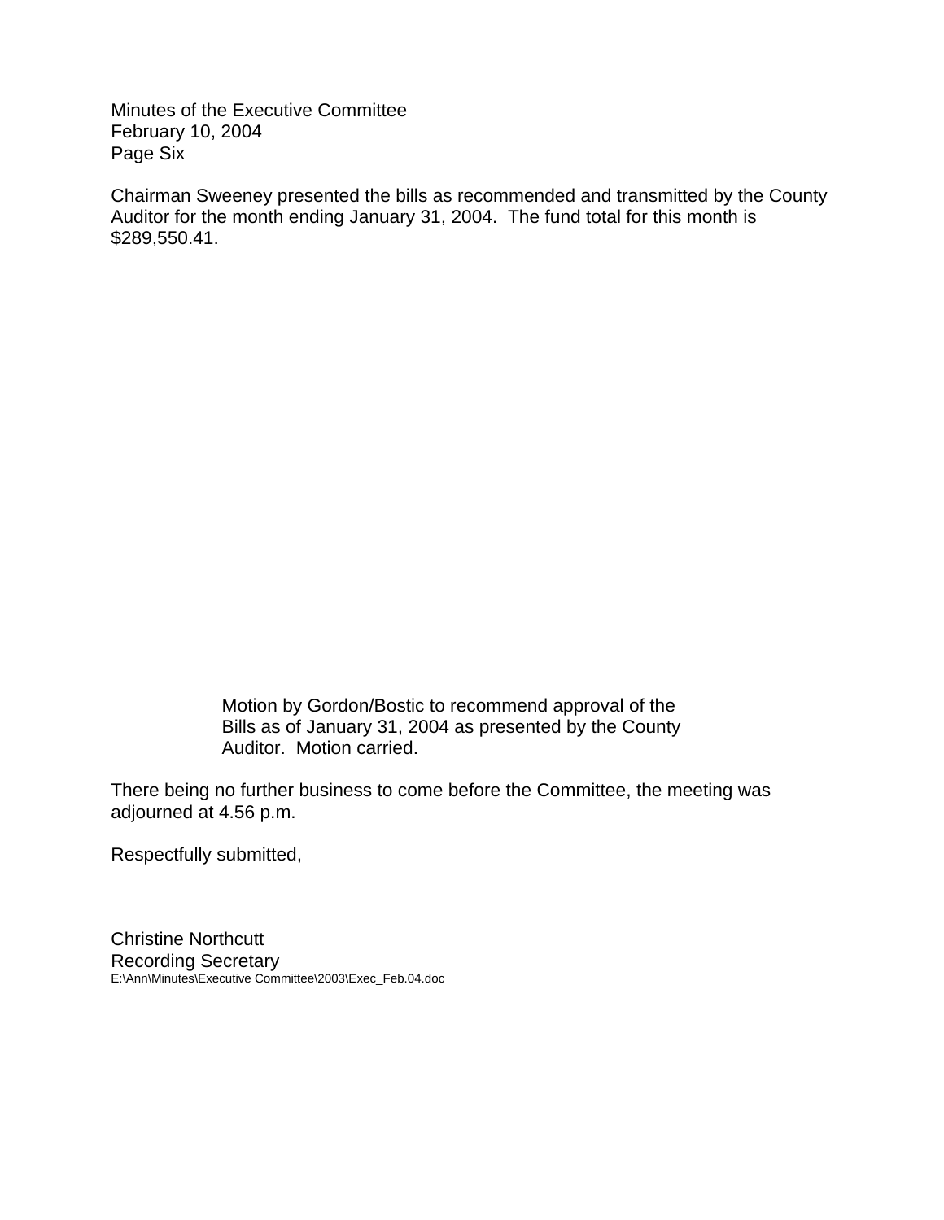Minutes of the Executive Committee
February 10, 2004
Page Six

Chairman Sweeney presented the bills as recommended and transmitted by the County Auditor for the month ending January 31, 2004. The fund total for this month is $289,550.41.

> Motion by Gordon/Bostic to recommend approval of the Bills as of January 31, 2004 as presented by the County Auditor. Motion carried.

There being no further business to come before the Committee, the meeting was adjourned at 4.56 p.m.

Respectfully submitted,

Christine Northcutt
Recording Secretary
E:\Ann\Minutes\Executive Committee\2003\Exec_Feb.04.doc